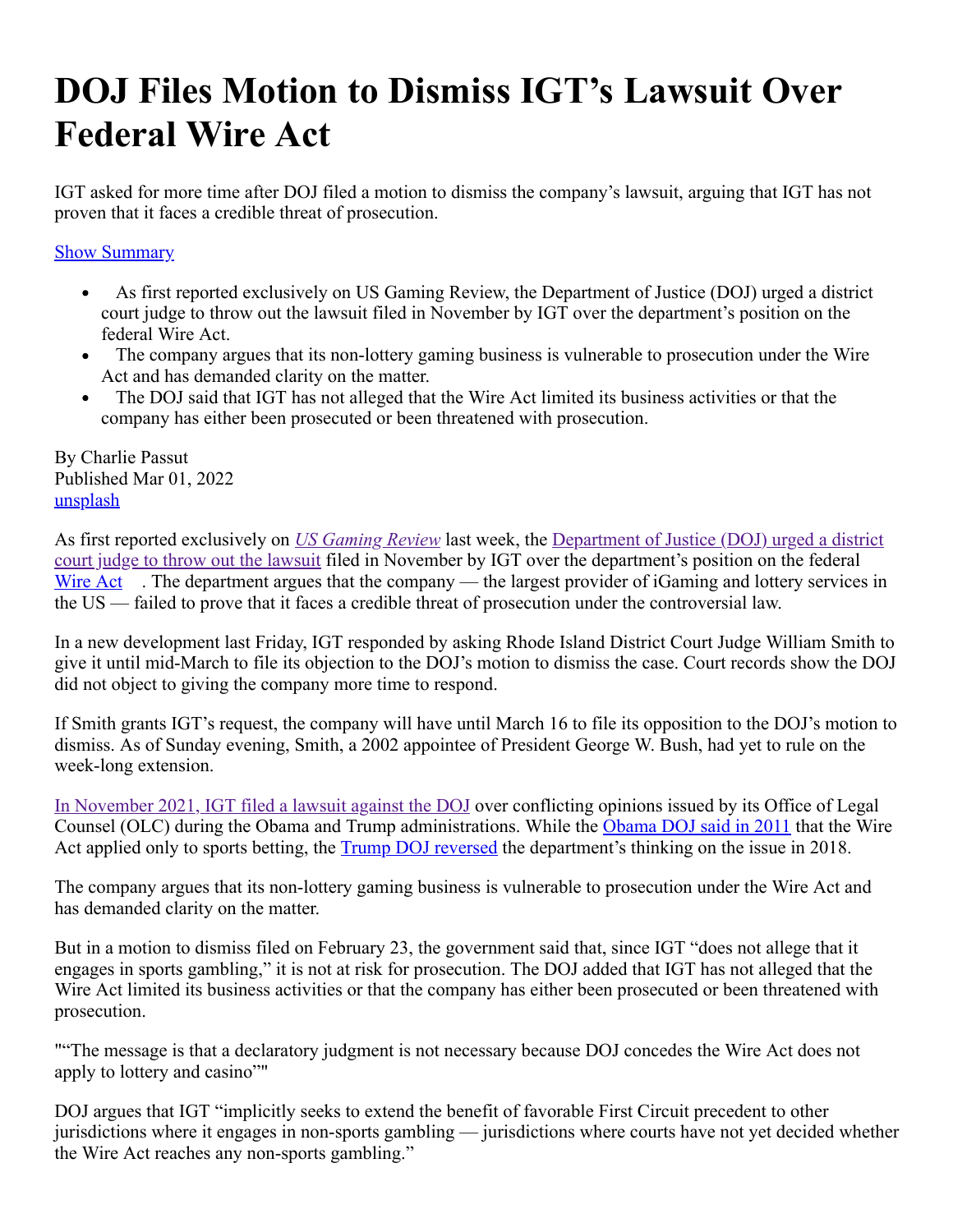# DOJ Files Motion to Dismiss IGT's Lawsuit Over Federal Wire Act

IGT asked for more time after DOJ filed a motion to dismiss the company's lawsuit, arguing that IGT has not proven that it faces a credible threat of prosecution.

Show Summary

- As first reported exclusively on US Gaming Review, the Department of Justice (DOJ) urged a district court judge to throw out the lawsuit filed in November by IGT over the department's position on the federal Wire Act.
- The company argues that its non-lottery gaming business is vulnerable to prosecution under the Wire Act and has demanded clarity on the matter.
- The DOJ said that IGT has not alleged that the Wire Act limited its business activities or that the company has either been prosecuted or been threatened with prosecution.

By Charlie Passut
Published Mar 01, 2022
unsplash

As first reported exclusively on *US Gaming Review* last week, the Department of Justice (DOJ) urged a district court judge to throw out the lawsuit filed in November by IGT over the department's position on the federal Wire Act. The department argues that the company — the largest provider of iGaming and lottery services in the US — failed to prove that it faces a credible threat of prosecution under the controversial law.

In a new development last Friday, IGT responded by asking Rhode Island District Court Judge William Smith to give it until mid-March to file its objection to the DOJ's motion to dismiss the case. Court records show the DOJ did not object to giving the company more time to respond.

If Smith grants IGT's request, the company will have until March 16 to file its opposition to the DOJ's motion to dismiss. As of Sunday evening, Smith, a 2002 appointee of President George W. Bush, had yet to rule on the week-long extension.

In November 2021, IGT filed a lawsuit against the DOJ over conflicting opinions issued by its Office of Legal Counsel (OLC) during the Obama and Trump administrations. While the Obama DOJ said in 2011 that the Wire Act applied only to sports betting, the Trump DOJ reversed the department's thinking on the issue in 2018.

The company argues that its non-lottery gaming business is vulnerable to prosecution under the Wire Act and has demanded clarity on the matter.

But in a motion to dismiss filed on February 23, the government said that, since IGT "does not allege that it engages in sports gambling," it is not at risk for prosecution. The DOJ added that IGT has not alleged that the Wire Act limited its business activities or that the company has either been prosecuted or been threatened with prosecution.

""The message is that a declaratory judgment is not necessary because DOJ concedes the Wire Act does not apply to lottery and casino""

DOJ argues that IGT "implicitly seeks to extend the benefit of favorable First Circuit precedent to other jurisdictions where it engages in non-sports gambling — jurisdictions where courts have not yet decided whether the Wire Act reaches any non-sports gambling."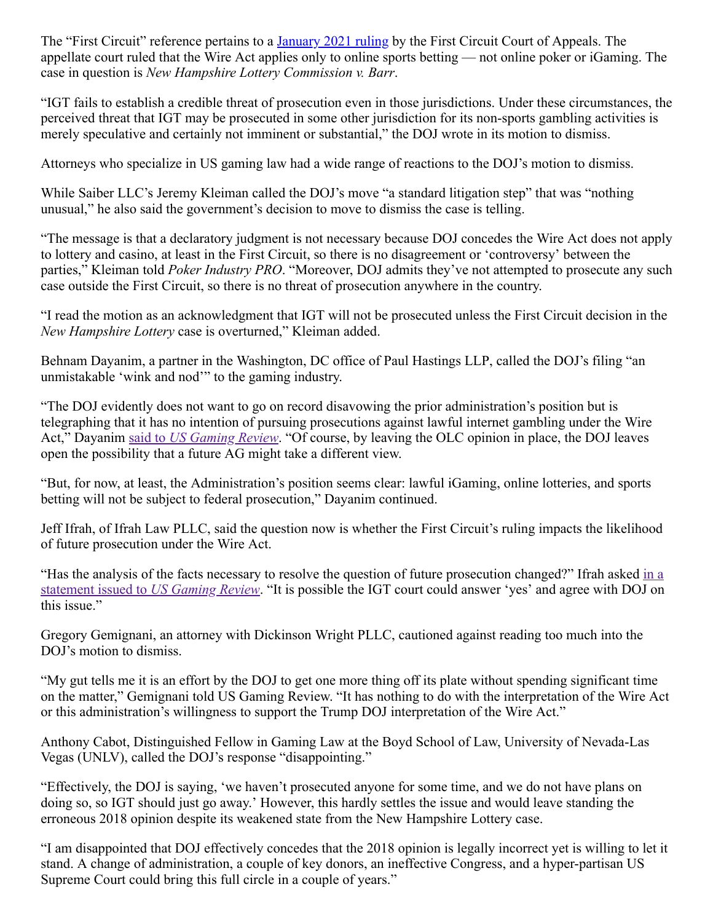The "First Circuit" reference pertains to a [January 2021 ruling](#) by the First Circuit Court of Appeals. The appellate court ruled that the Wire Act applies only to online sports betting — not online poker or iGaming. The case in question is *New Hampshire Lottery Commission v. Barr*.

"IGT fails to establish a credible threat of prosecution even in those jurisdictions. Under these circumstances, the perceived threat that IGT may be prosecuted in some other jurisdiction for its non-sports gambling activities is merely speculative and certainly not imminent or substantial," the DOJ wrote in its motion to dismiss.

Attorneys who specialize in US gaming law had a wide range of reactions to the DOJ's motion to dismiss.

While Saiber LLC's Jeremy Kleiman called the DOJ's move "a standard litigation step" that was "nothing unusual," he also said the government's decision to move to dismiss the case is telling.

"The message is that a declaratory judgment is not necessary because DOJ concedes the Wire Act does not apply to lottery and casino, at least in the First Circuit, so there is no disagreement or 'controversy' between the parties," Kleiman told *Poker Industry PRO*. "Moreover, DOJ admits they've not attempted to prosecute any such case outside the First Circuit, so there is no threat of prosecution anywhere in the country.

"I read the motion as an acknowledgment that IGT will not be prosecuted unless the First Circuit decision in the *New Hampshire Lottery* case is overturned," Kleiman added.

Behnam Dayanim, a partner in the Washington, DC office of Paul Hastings LLP, called the DOJ's filing "an unmistakable 'wink and nod'" to the gaming industry.

"The DOJ evidently does not want to go on record disavowing the prior administration's position but is telegraphing that it has no intention of pursuing prosecutions against lawful internet gambling under the Wire Act," Dayanim [said to *US Gaming Review*](#). "Of course, by leaving the OLC opinion in place, the DOJ leaves open the possibility that a future AG might take a different view.

"But, for now, at least, the Administration's position seems clear: lawful iGaming, online lotteries, and sports betting will not be subject to federal prosecution," Dayanim continued.

Jeff Ifrah, of Ifrah Law PLLC, said the question now is whether the First Circuit's ruling impacts the likelihood of future prosecution under the Wire Act.

"Has the analysis of the facts necessary to resolve the question of future prosecution changed?" Ifrah asked [in a statement issued to *US Gaming Review*](#). "It is possible the IGT court could answer 'yes' and agree with DOJ on this issue."

Gregory Gemignani, an attorney with Dickinson Wright PLLC, cautioned against reading too much into the DOJ's motion to dismiss.

"My gut tells me it is an effort by the DOJ to get one more thing off its plate without spending significant time on the matter," Gemignani told US Gaming Review. "It has nothing to do with the interpretation of the Wire Act or this administration's willingness to support the Trump DOJ interpretation of the Wire Act."

Anthony Cabot, Distinguished Fellow in Gaming Law at the Boyd School of Law, University of Nevada-Las Vegas (UNLV), called the DOJ's response "disappointing."

"Effectively, the DOJ is saying, 'we haven't prosecuted anyone for some time, and we do not have plans on doing so, so IGT should just go away.' However, this hardly settles the issue and would leave standing the erroneous 2018 opinion despite its weakened state from the New Hampshire Lottery case.

"I am disappointed that DOJ effectively concedes that the 2018 opinion is legally incorrect yet is willing to let it stand. A change of administration, a couple of key donors, an ineffective Congress, and a hyper-partisan US Supreme Court could bring this full circle in a couple of years."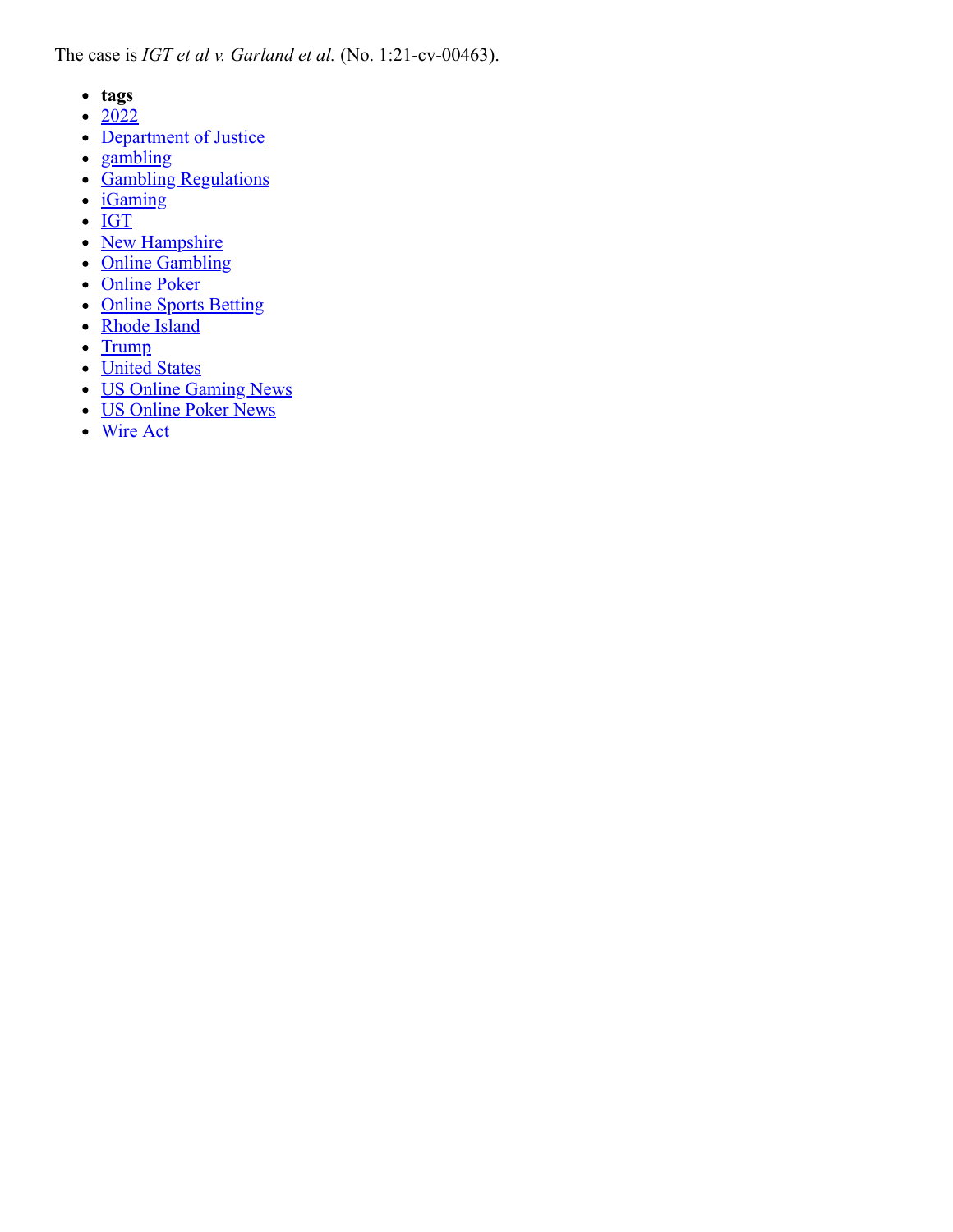The case is *IGT et al v. Garland et al.* (No. 1:21-cv-00463).

- **tags**
- 2022
- Department of Justice
- gambling
- Gambling Regulations
- iGaming
- IGT
- New Hampshire
- Online Gambling
- Online Poker
- Online Sports Betting
- Rhode Island
- Trump
- United States
- US Online Gaming News
- US Online Poker News
- Wire Act